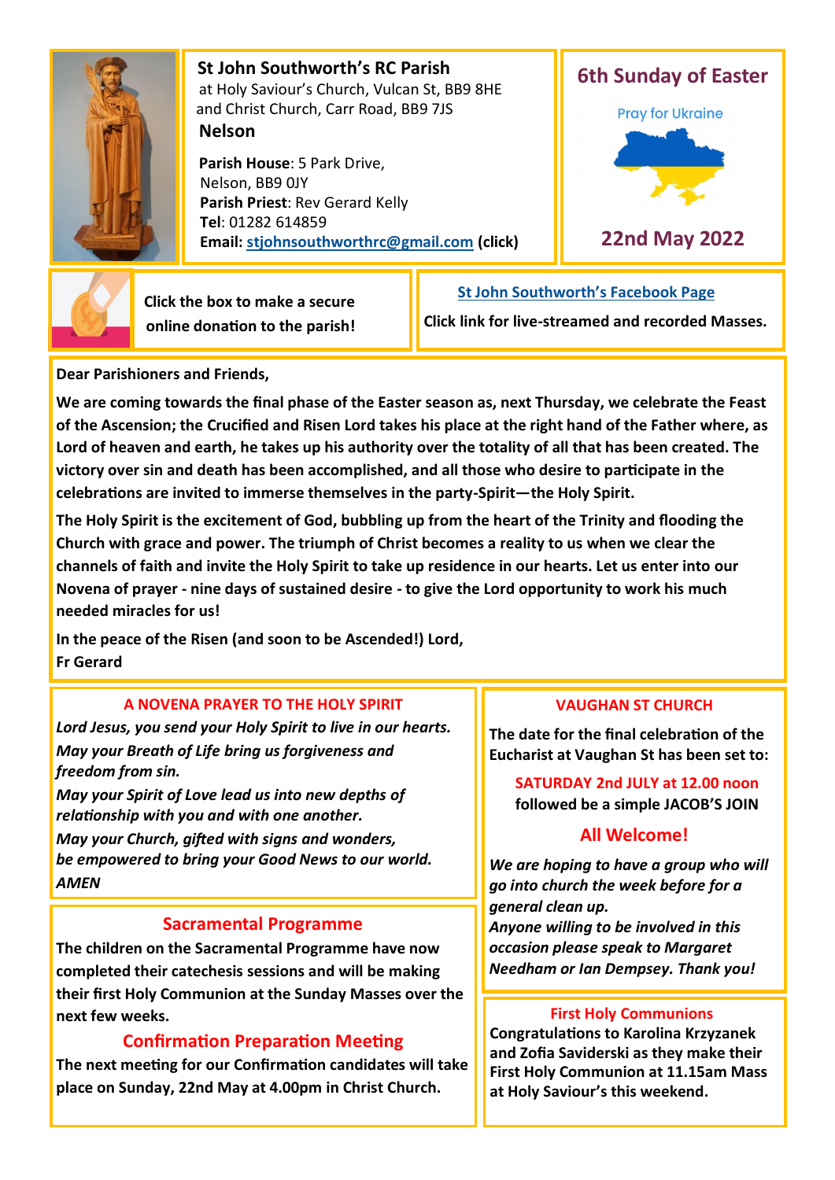## St John Southworth's RC Parish

at Holy Saviour's Church, Vulcan St, BB9 8HE
and Christ Church, Carr Road, BB9 7JS

**Nelson**

**Parish House**: 5 Park Drive, Nelson, BB9 0JY
**Parish Priest**: Rev Gerard Kelly
**Tel**: 01282 614859
**Email:** stjohnsouthworthrc@gmail.com **(click)**

## 6th Sunday of Easter

Pray for Ukraine

## 22nd May 2022

**Click the box to make a secure online donation to the parish!**

**St John Southworth's Facebook Page**

**Click link for live-streamed and recorded Masses.**

**Dear Parishioners and Friends,**

**We are coming towards the final phase of the Easter season as, next Thursday, we celebrate the Feast of the Ascension; the Crucified and Risen Lord takes his place at the right hand of the Father where, as Lord of heaven and earth, he takes up his authority over the totality of all that has been created. The victory over sin and death has been accomplished, and all those who desire to participate in the celebrations are invited to immerse themselves in the party-Spirit—the Holy Spirit.**

**The Holy Spirit is the excitement of God, bubbling up from the heart of the Trinity and flooding the Church with grace and power. The triumph of Christ becomes a reality to us when we clear the channels of faith and invite the Holy Spirit to take up residence in our hearts. Let us enter into our Novena of prayer - nine days of sustained desire - to give the Lord opportunity to work his much needed miracles for us!**

**In the peace of the Risen (and soon to be Ascended!) Lord,**
**Fr Gerard**

### A NOVENA PRAYER TO THE HOLY SPIRIT

***Lord Jesus, you send your Holy Spirit to live in our hearts.***
***May your Breath of Life bring us forgiveness and freedom from sin.***
***May your Spirit of Love lead us into new depths of relationship with you and with one another.***
***May your Church, gifted with signs and wonders, be empowered to bring your Good News to our world.***
***AMEN***

### Sacramental Programme

**The children on the Sacramental Programme have now completed their catechesis sessions and will be making their first Holy Communion at the Sunday Masses over the next few weeks.**

### Confirmation Preparation Meeting

**The next meeting for our Confirmation candidates will take place on Sunday, 22nd May at 4.00pm in Christ Church.**

### VAUGHAN ST CHURCH

**The date for the final celebration of the Eucharist at Vaughan St has been set to:**

**SATURDAY 2nd JULY at 12.00 noon**
**followed be a simple JACOB'S JOIN**

**All Welcome!**

***We are hoping to have a group who will go into church the week before for a general clean up.***
***Anyone willing to be involved in this occasion please speak to Margaret Needham or Ian Dempsey. Thank you!***

### First Holy Communions

**Congratulations to Karolina Krzyzanek and Zofia Saviderski as they make their First Holy Communion at 11.15am Mass at Holy Saviour's this weekend.**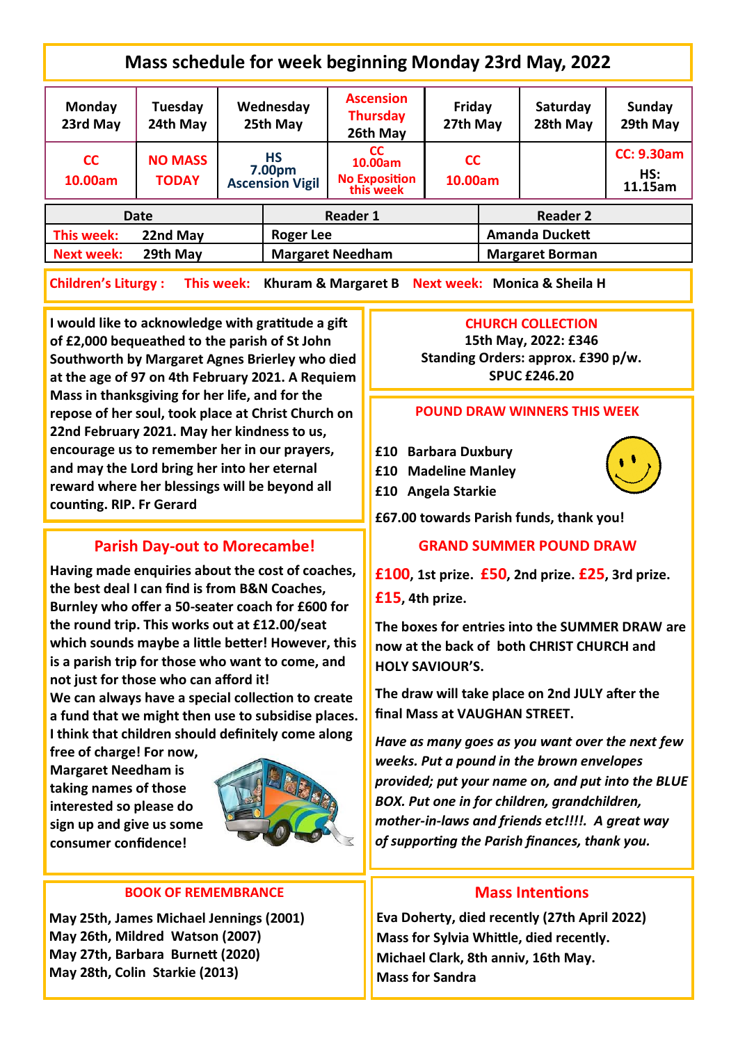## Mass schedule for week beginning Monday 23rd May, 2022

| Monday 23rd May | Tuesday 24th May | Wednesday 25th May | Ascension Thursday 26th May | Friday 27th May | Saturday 28th May | Sunday 29th May |
|---|---|---|---|---|---|---|
| CC 10.00am | NO MASS TODAY | HS 7.00pm Ascension Vigil | CC 10.00am No Exposition this week | CC 10.00am | | CC: 9.30am HS: 11.15am |

| Date | | Reader 1 | Reader 2 |
|---|---|---|---|
| This week: | 22nd May | Roger Lee | Amanda Duckett |
| Next week: | 29th May | Margaret Needham | Margaret Borman |

**Children's Liturgy :** This week: **Khuram & Margaret B** Next week: **Monica & Sheila H**

**I would like to acknowledge with gratitude a gift of £2,000 bequeathed to the parish of St John Southworth by Margaret Agnes Brierley who died at the age of 97 on 4th February 2021. A Requiem Mass in thanksgiving for her life, and for the repose of her soul, took place at Christ Church on 22nd February 2021. May her kindness to us, encourage us to remember her in our prayers, and may the Lord bring her into her eternal reward where her blessings will be beyond all counting. RIP. Fr Gerard**

### CHURCH COLLECTION

**15th May, 2022: £346**
**Standing Orders: approx. £390 p/w.**
**SPUC £246.20**

### POUND DRAW WINNERS THIS WEEK

**£10 Barbara Duxbury**
**£10 Madeline Manley**
**£10 Angela Starkie**

**£67.00 towards Parish funds, thank you!**

### Parish Day-out to Morecambe!

**Having made enquiries about the cost of coaches, the best deal I can find is from B&N Coaches, Burnley who offer a 50-seater coach for £600 for the round trip. This works out at £12.00/seat which sounds maybe a little better! However, this is a parish trip for those who want to come, and not just for those who can afford it!**
**We can always have a special collection to create a fund that we might then use to subsidise places. I think that children should definitely come along free of charge! For now, Margaret Needham is taking names of those interested so please do sign up and give us some consumer confidence!**

### GRAND SUMMER POUND DRAW

**£100, 1st prize. £50, 2nd prize. £25, 3rd prize. £15, 4th prize.**

**The boxes for entries into the SUMMER DRAW are now at the back of both CHRIST CHURCH and HOLY SAVIOUR'S.**

**The draw will take place on 2nd JULY after the final Mass at VAUGHAN STREET.**

***Have as many goes as you want over the next few weeks. Put a pound in the brown envelopes provided; put your name on, and put into the BLUE BOX. Put one in for children, grandchildren, mother-in-laws and friends etc!!!!. A great way of supporting the Parish finances, thank you.***

### BOOK OF REMEMBRANCE

**May 25th, James Michael Jennings (2001)**
**May 26th, Mildred Watson (2007)**
**May 27th, Barbara Burnett (2020)**
**May 28th, Colin Starkie (2013)**

### Mass Intentions

**Eva Doherty, died recently (27th April 2022)**
**Mass for Sylvia Whittle, died recently.**
**Michael Clark, 8th anniv, 16th May.**
**Mass for Sandra**